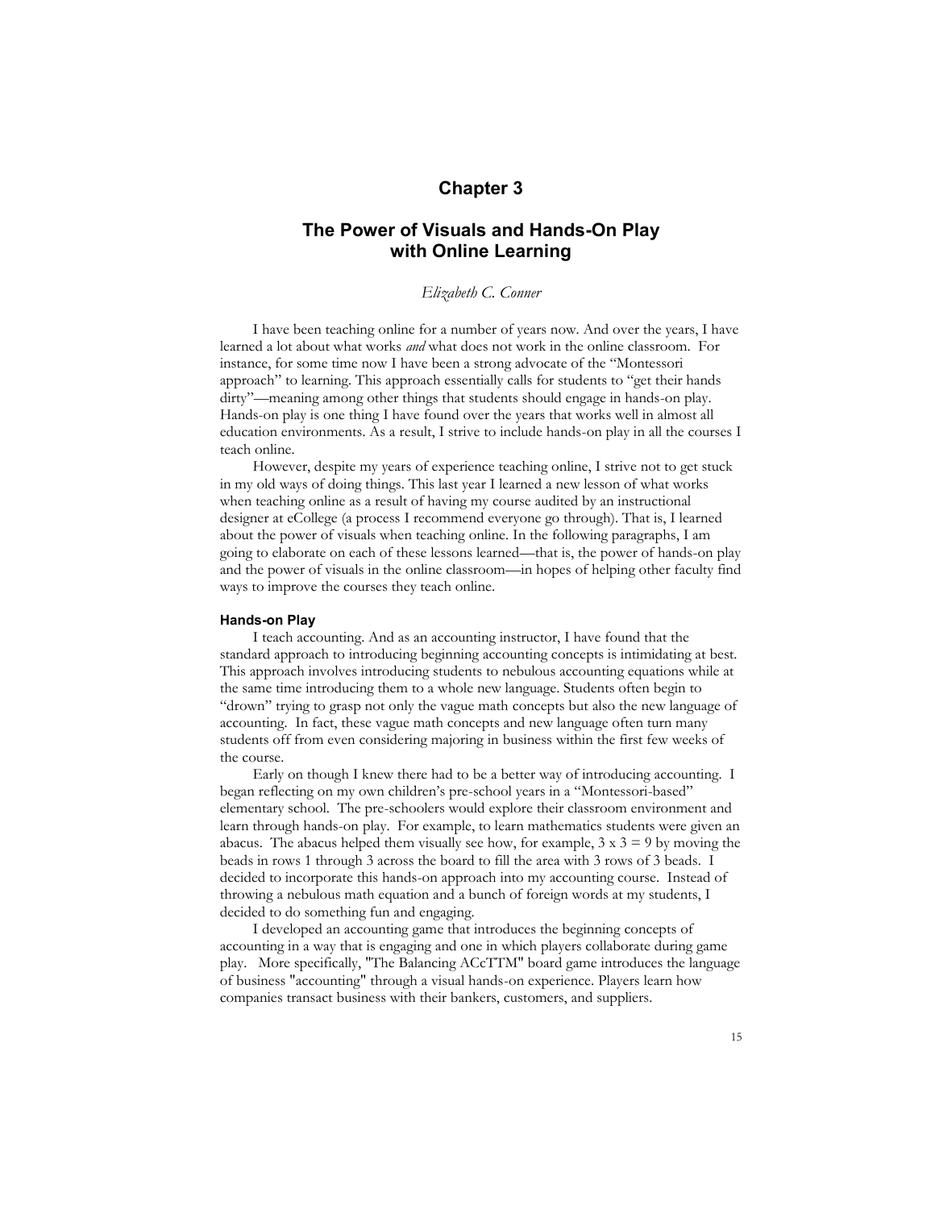# Chapter 3

## The Power of Visuals and Hands-On Play with Online Learning

*Elizabeth C. Conner*

I have been teaching online for a number of years now. And over the years, I have learned a lot about what works *and* what does not work in the online classroom. For instance, for some time now I have been a strong advocate of the "Montessori approach" to learning. This approach essentially calls for students to "get their hands dirty"—meaning among other things that students should engage in hands-on play. Hands-on play is one thing I have found over the years that works well in almost all education environments. As a result, I strive to include hands-on play in all the courses I teach online.

However, despite my years of experience teaching online, I strive not to get stuck in my old ways of doing things. This last year I learned a new lesson of what works when teaching online as a result of having my course audited by an instructional designer at eCollege (a process I recommend everyone go through). That is, I learned about the power of visuals when teaching online. In the following paragraphs, I am going to elaborate on each of these lessons learned—that is, the power of hands-on play and the power of visuals in the online classroom—in hopes of helping other faculty find ways to improve the courses they teach online.

### Hands-on Play

I teach accounting. And as an accounting instructor, I have found that the standard approach to introducing beginning accounting concepts is intimidating at best. This approach involves introducing students to nebulous accounting equations while at the same time introducing them to a whole new language. Students often begin to "drown" trying to grasp not only the vague math concepts but also the new language of accounting. In fact, these vague math concepts and new language often turn many students off from even considering majoring in business within the first few weeks of the course.

Early on though I knew there had to be a better way of introducing accounting. I began reflecting on my own children's pre-school years in a "Montessori-based" elementary school. The pre-schoolers would explore their classroom environment and learn through hands-on play. For example, to learn mathematics students were given an abacus. The abacus helped them visually see how, for example, 3 x 3 = 9 by moving the beads in rows 1 through 3 across the board to fill the area with 3 rows of 3 beads. I decided to incorporate this hands-on approach into my accounting course. Instead of throwing a nebulous math equation and a bunch of foreign words at my students, I decided to do something fun and engaging.

I developed an accounting game that introduces the beginning concepts of accounting in a way that is engaging and one in which players collaborate during game play. More specifically, "The Balancing ACcTTM" board game introduces the language of business "accounting" through a visual hands-on experience. Players learn how companies transact business with their bankers, customers, and suppliers.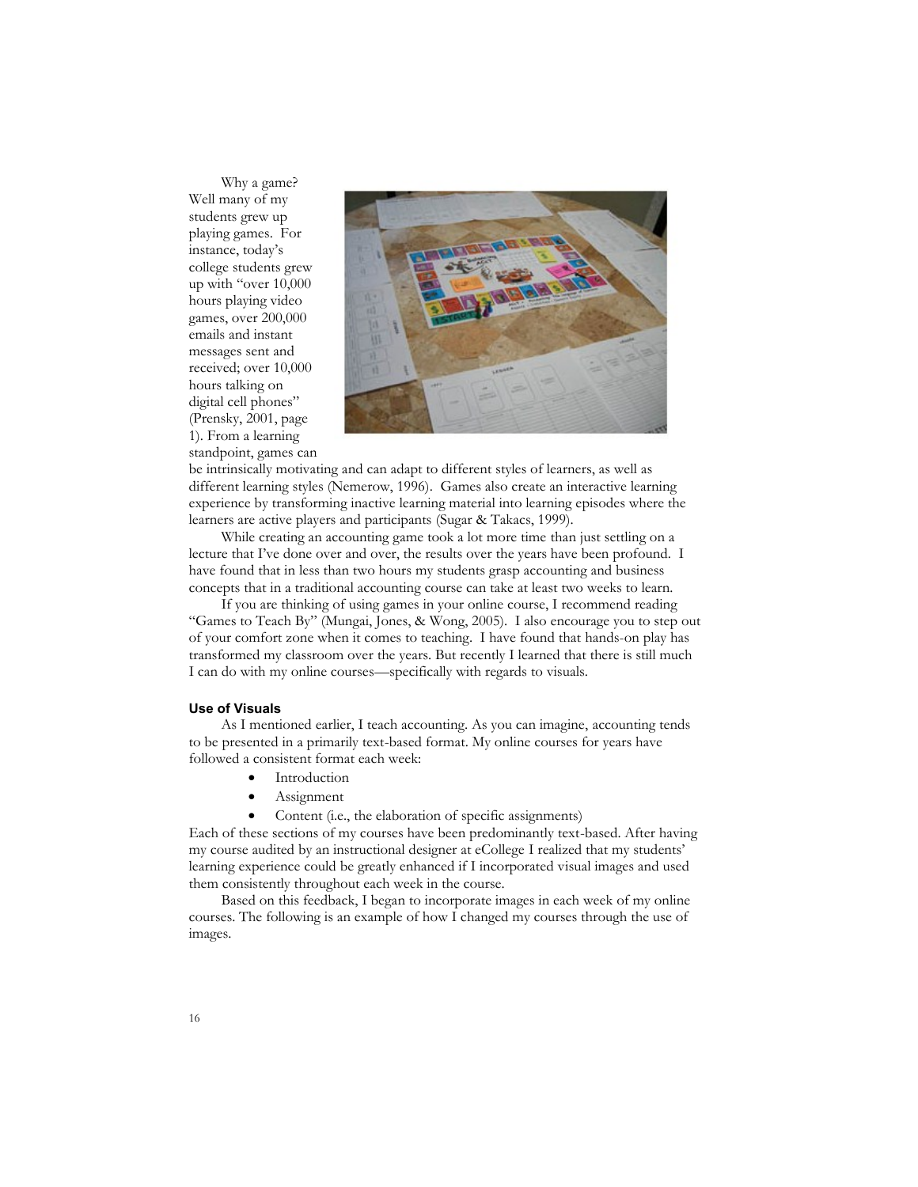Why a game? Well many of my students grew up playing games. For instance, today's college students grew up with "over 10,000 hours playing video games, over 200,000 emails and instant messages sent and received; over 10,000 hours talking on digital cell phones" (Prensky, 2001, page 1). From a learning standpoint, games can be intrinsically motivating and can adapt to different styles of learners, as well as different learning styles (Nemerow, 1996). Games also create an interactive learning experience by transforming inactive learning material into learning episodes where the learners are active players and participants (Sugar & Takacs, 1999).

While creating an accounting game took a lot more time than just settling on a lecture that I've done over and over, the results over the years have been profound. I have found that in less than two hours my students grasp accounting and business concepts that in a traditional accounting course can take at least two weeks to learn.

If you are thinking of using games in your online course, I recommend reading "Games to Teach By" (Mungai, Jones, & Wong, 2005). I also encourage you to step out of your comfort zone when it comes to teaching. I have found that hands-on play has transformed my classroom over the years. But recently I learned that there is still much I can do with my online courses—specifically with regards to visuals.

### Use of Visuals

As I mentioned earlier, I teach accounting. As you can imagine, accounting tends to be presented in a primarily text-based format. My online courses for years have followed a consistent format each week:

- Introduction
- Assignment
- Content (i.e., the elaboration of specific assignments)

Each of these sections of my courses have been predominantly text-based. After having my course audited by an instructional designer at eCollege I realized that my students' learning experience could be greatly enhanced if I incorporated visual images and used them consistently throughout each week in the course.

Based on this feedback, I began to incorporate images in each week of my online courses. The following is an example of how I changed my courses through the use of images.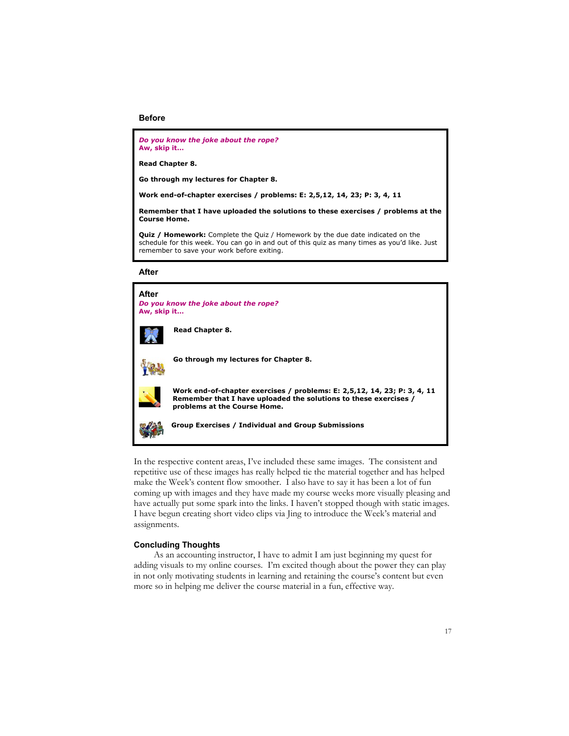**Before**

*Do you know the joke about the rope?*
**Aw, skip it...**

**Read Chapter 8.**

**Go through my lectures for Chapter 8.**

**Work end-of-chapter exercises / problems: E: 2,5,12, 14, 23; P: 3, 4, 11**

**Remember that I have uploaded the solutions to these exercises / problems at the Course Home.**

**Quiz / Homework:** Complete the Quiz / Homework by the due date indicated on the schedule for this week. You can go in and out of this quiz as many times as you'd like. Just remember to save your work before exiting.

**After**

**After**
*Do you know the joke about the rope?*
**Aw, skip it...**

**Read Chapter 8.**

**Go through my lectures for Chapter 8.**

**Work end-of-chapter exercises / problems: E: 2,5,12, 14, 23; P: 3, 4, 11**
**Remember that I have uploaded the solutions to these exercises / problems at the Course Home.**

**Group Exercises / Individual and Group Submissions**

In the respective content areas, I've included these same images. The consistent and repetitive use of these images has really helped tie the material together and has helped make the Week's content flow smoother. I also have to say it has been a lot of fun coming up with images and they have made my course weeks more visually pleasing and have actually put some spark into the links. I haven't stopped though with static images. I have begun creating short video clips via Jing to introduce the Week's material and assignments.

## Concluding Thoughts

As an accounting instructor, I have to admit I am just beginning my quest for adding visuals to my online courses. I'm excited though about the power they can play in not only motivating students in learning and retaining the course's content but even more so in helping me deliver the course material in a fun, effective way.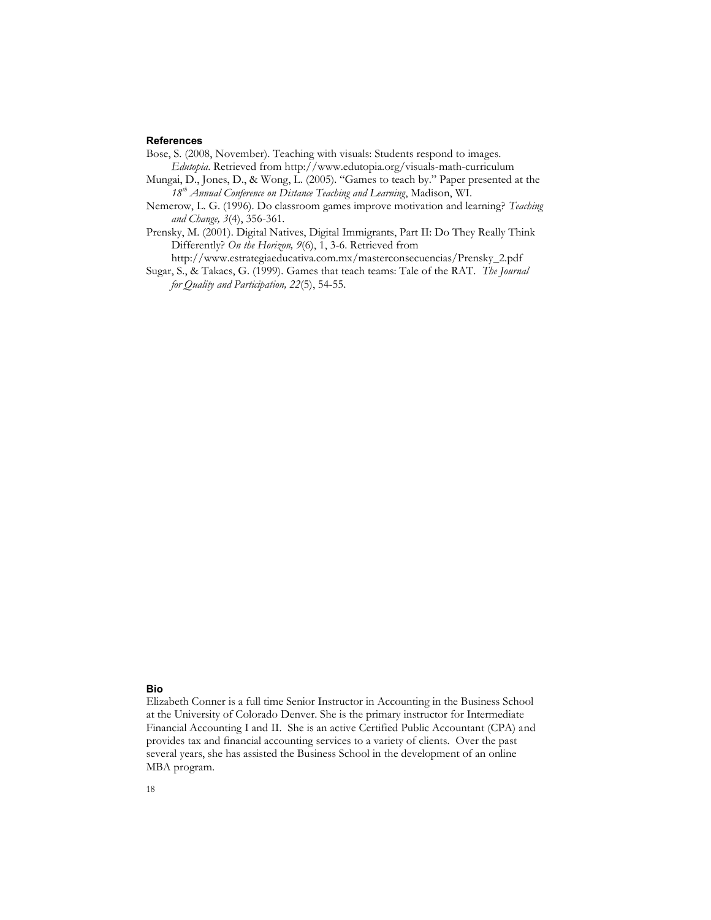## References

Bose, S. (2008, November). Teaching with visuals: Students respond to images. *Edutopia*. Retrieved from http://www.edutopia.org/visuals-math-curriculum

Mungai, D., Jones, D., & Wong, L. (2005). "Games to teach by." Paper presented at the *18th Annual Conference on Distance Teaching and Learning*, Madison, WI.

Nemerow, L. G. (1996). Do classroom games improve motivation and learning? *Teaching and Change, 3*(4), 356-361.

Prensky, M. (2001). Digital Natives, Digital Immigrants, Part II: Do They Really Think Differently? *On the Horizon, 9*(6), 1, 3-6. Retrieved from http://www.estrategiaeducativa.com.mx/masterconsecuencias/Prensky_2.pdf

Sugar, S., & Takacs, G. (1999). Games that teach teams: Tale of the RAT. *The Journal for Quality and Participation, 22*(5), 54-55.

## Bio

Elizabeth Conner is a full time Senior Instructor in Accounting in the Business School at the University of Colorado Denver. She is the primary instructor for Intermediate Financial Accounting I and II. She is an active Certified Public Accountant (CPA) and provides tax and financial accounting services to a variety of clients. Over the past several years, she has assisted the Business School in the development of an online MBA program.